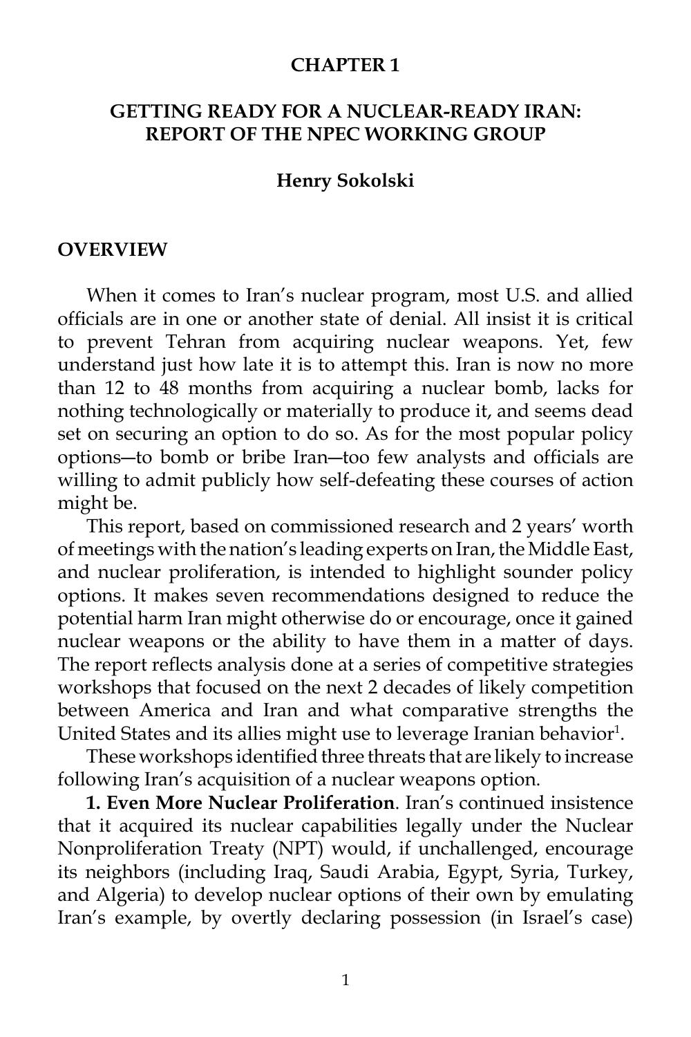# CHAPTER 1

## GETTING READY FOR A NUCLEAR-READY IRAN: REPORT OF THE NPEC WORKING GROUP

**Henry Sokolski**

### OVERVIEW

When it comes to Iran's nuclear program, most U.S. and allied officials are in one or another state of denial. All insist it is critical to prevent Tehran from acquiring nuclear weapons. Yet, few understand just how late it is to attempt this. Iran is now no more than 12 to 48 months from acquiring a nuclear bomb, lacks for nothing technologically or materially to produce it, and seems dead set on securing an option to do so. As for the most popular policy options—to bomb or bribe Iran—too few analysts and officials are willing to admit publicly how self-defeating these courses of action might be.

This report, based on commissioned research and 2 years' worth of meetings with the nation's leading experts on Iran, the Middle East, and nuclear proliferation, is intended to highlight sounder policy options. It makes seven recommendations designed to reduce the potential harm Iran might otherwise do or encourage, once it gained nuclear weapons or the ability to have them in a matter of days. The report reflects analysis done at a series of competitive strategies workshops that focused on the next 2 decades of likely competition between America and Iran and what comparative strengths the United States and its allies might use to leverage Iranian behavior[1].

These workshops identified three threats that are likely to increase following Iran's acquisition of a nuclear weapons option.

**1. Even More Nuclear Proliferation**. Iran's continued insistence that it acquired its nuclear capabilities legally under the Nuclear Nonproliferation Treaty (NPT) would, if unchallenged, encourage its neighbors (including Iraq, Saudi Arabia, Egypt, Syria, Turkey, and Algeria) to develop nuclear options of their own by emulating Iran's example, by overtly declaring possession (in Israel's case)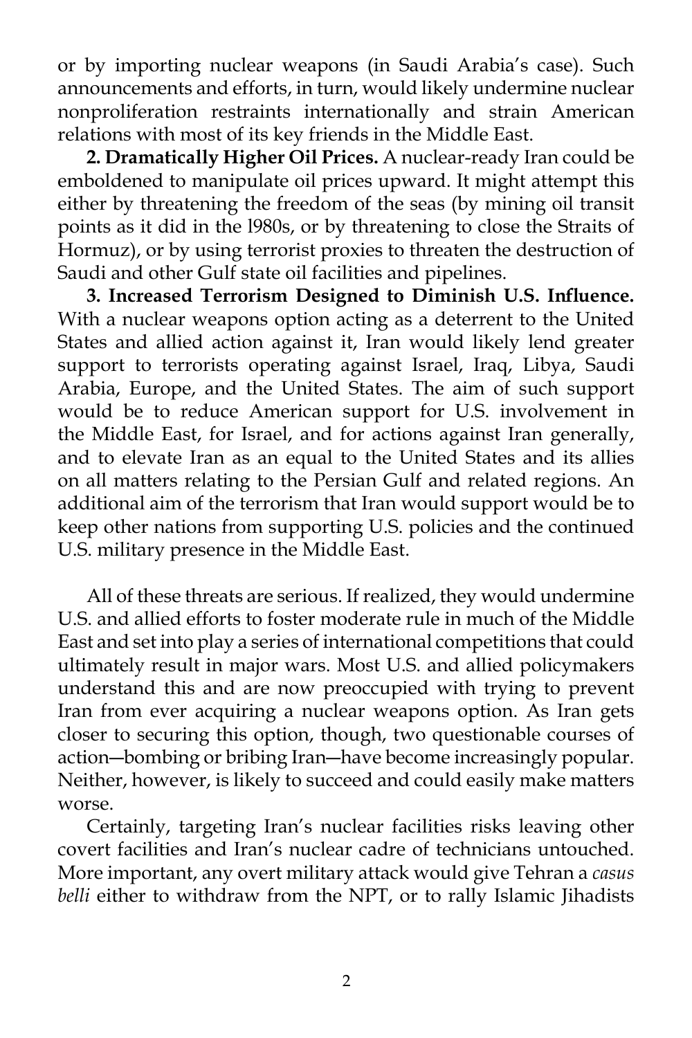or by importing nuclear weapons (in Saudi Arabia's case). Such announcements and efforts, in turn, would likely undermine nuclear nonproliferation restraints internationally and strain American relations with most of its key friends in the Middle East.

**2. Dramatically Higher Oil Prices.** A nuclear-ready Iran could be emboldened to manipulate oil prices upward. It might attempt this either by threatening the freedom of the seas (by mining oil transit points as it did in the l980s, or by threatening to close the Straits of Hormuz), or by using terrorist proxies to threaten the destruction of Saudi and other Gulf state oil facilities and pipelines.

**3. Increased Terrorism Designed to Diminish U.S. Influence.** With a nuclear weapons option acting as a deterrent to the United States and allied action against it, Iran would likely lend greater support to terrorists operating against Israel, Iraq, Libya, Saudi Arabia, Europe, and the United States. The aim of such support would be to reduce American support for U.S. involvement in the Middle East, for Israel, and for actions against Iran generally, and to elevate Iran as an equal to the United States and its allies on all matters relating to the Persian Gulf and related regions. An additional aim of the terrorism that Iran would support would be to keep other nations from supporting U.S. policies and the continued U.S. military presence in the Middle East.

All of these threats are serious. If realized, they would undermine U.S. and allied efforts to foster moderate rule in much of the Middle East and set into play a series of international competitions that could ultimately result in major wars. Most U.S. and allied policymakers understand this and are now preoccupied with trying to prevent Iran from ever acquiring a nuclear weapons option. As Iran gets closer to securing this option, though, two questionable courses of action—bombing or bribing Iran—have become increasingly popular. Neither, however, is likely to succeed and could easily make matters worse.

Certainly, targeting Iran's nuclear facilities risks leaving other covert facilities and Iran's nuclear cadre of technicians untouched. More important, any overt military attack would give Tehran a *casus belli* either to withdraw from the NPT, or to rally Islamic Jihadists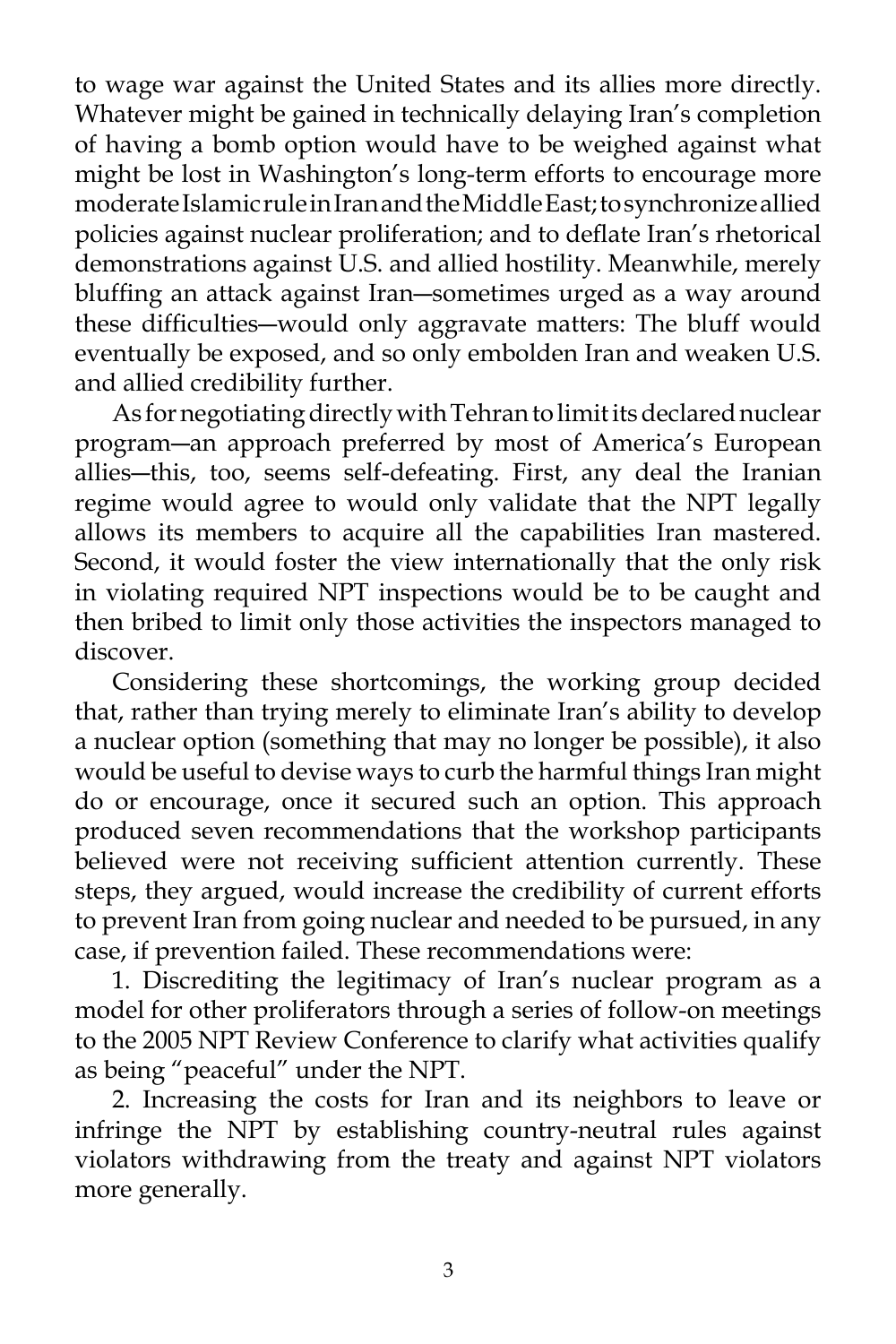to wage war against the United States and its allies more directly. Whatever might be gained in technically delaying Iran's completion of having a bomb option would have to be weighed against what might be lost in Washington's long-term efforts to encourage more moderate Islamic rule in Iran and the Middle East; to synchronize allied policies against nuclear proliferation; and to deflate Iran's rhetorical demonstrations against U.S. and allied hostility. Meanwhile, merely bluffing an attack against Iran—sometimes urged as a way around these difficulties—would only aggravate matters: The bluff would eventually be exposed, and so only embolden Iran and weaken U.S. and allied credibility further.

As for negotiating directly with Tehran to limit its declared nuclear program—an approach preferred by most of America's European allies—this, too, seems self-defeating. First, any deal the Iranian regime would agree to would only validate that the NPT legally allows its members to acquire all the capabilities Iran mastered. Second, it would foster the view internationally that the only risk in violating required NPT inspections would be to be caught and then bribed to limit only those activities the inspectors managed to discover.

Considering these shortcomings, the working group decided that, rather than trying merely to eliminate Iran's ability to develop a nuclear option (something that may no longer be possible), it also would be useful to devise ways to curb the harmful things Iran might do or encourage, once it secured such an option. This approach produced seven recommendations that the workshop participants believed were not receiving sufficient attention currently. These steps, they argued, would increase the credibility of current efforts to prevent Iran from going nuclear and needed to be pursued, in any case, if prevention failed. These recommendations were:

1. Discrediting the legitimacy of Iran's nuclear program as a model for other proliferators through a series of follow-on meetings to the 2005 NPT Review Conference to clarify what activities qualify as being "peaceful" under the NPT.

2. Increasing the costs for Iran and its neighbors to leave or infringe the NPT by establishing country-neutral rules against violators withdrawing from the treaty and against NPT violators more generally.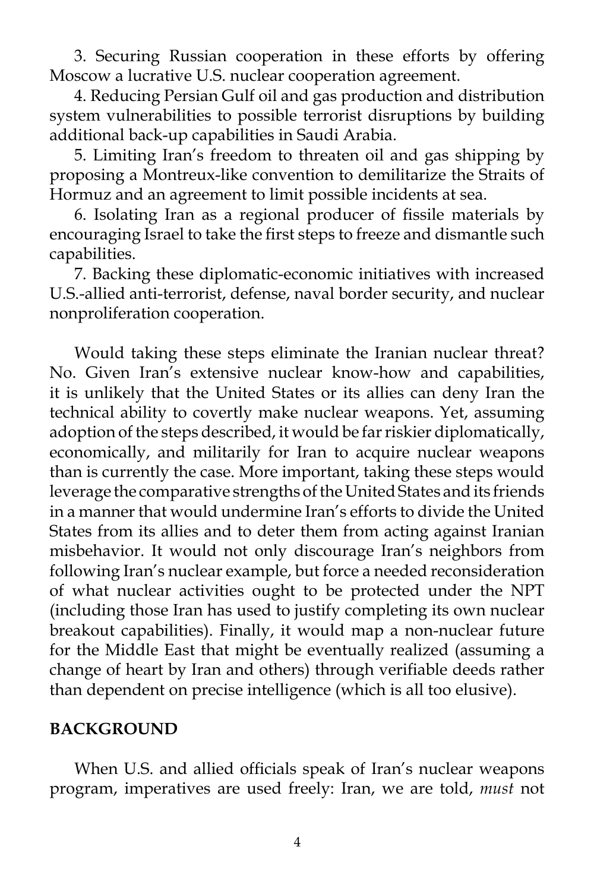3. Securing Russian cooperation in these efforts by offering Moscow a lucrative U.S. nuclear cooperation agreement.

4. Reducing Persian Gulf oil and gas production and distribution system vulnerabilities to possible terrorist disruptions by building additional back-up capabilities in Saudi Arabia.

5. Limiting Iran's freedom to threaten oil and gas shipping by proposing a Montreux-like convention to demilitarize the Straits of Hormuz and an agreement to limit possible incidents at sea.

6. Isolating Iran as a regional producer of fissile materials by encouraging Israel to take the first steps to freeze and dismantle such capabilities.

7. Backing these diplomatic-economic initiatives with increased U.S.-allied anti-terrorist, defense, naval border security, and nuclear nonproliferation cooperation.

Would taking these steps eliminate the Iranian nuclear threat? No. Given Iran's extensive nuclear know-how and capabilities, it is unlikely that the United States or its allies can deny Iran the technical ability to covertly make nuclear weapons. Yet, assuming adoption of the steps described, it would be far riskier diplomatically, economically, and militarily for Iran to acquire nuclear weapons than is currently the case. More important, taking these steps would leverage the comparative strengths of the United States and its friends in a manner that would undermine Iran's efforts to divide the United States from its allies and to deter them from acting against Iranian misbehavior. It would not only discourage Iran's neighbors from following Iran's nuclear example, but force a needed reconsideration of what nuclear activities ought to be protected under the NPT (including those Iran has used to justify completing its own nuclear breakout capabilities). Finally, it would map a non-nuclear future for the Middle East that might be eventually realized (assuming a change of heart by Iran and others) through verifiable deeds rather than dependent on precise intelligence (which is all too elusive).

## BACKGROUND

When U.S. and allied officials speak of Iran's nuclear weapons program, imperatives are used freely: Iran, we are told, *must* not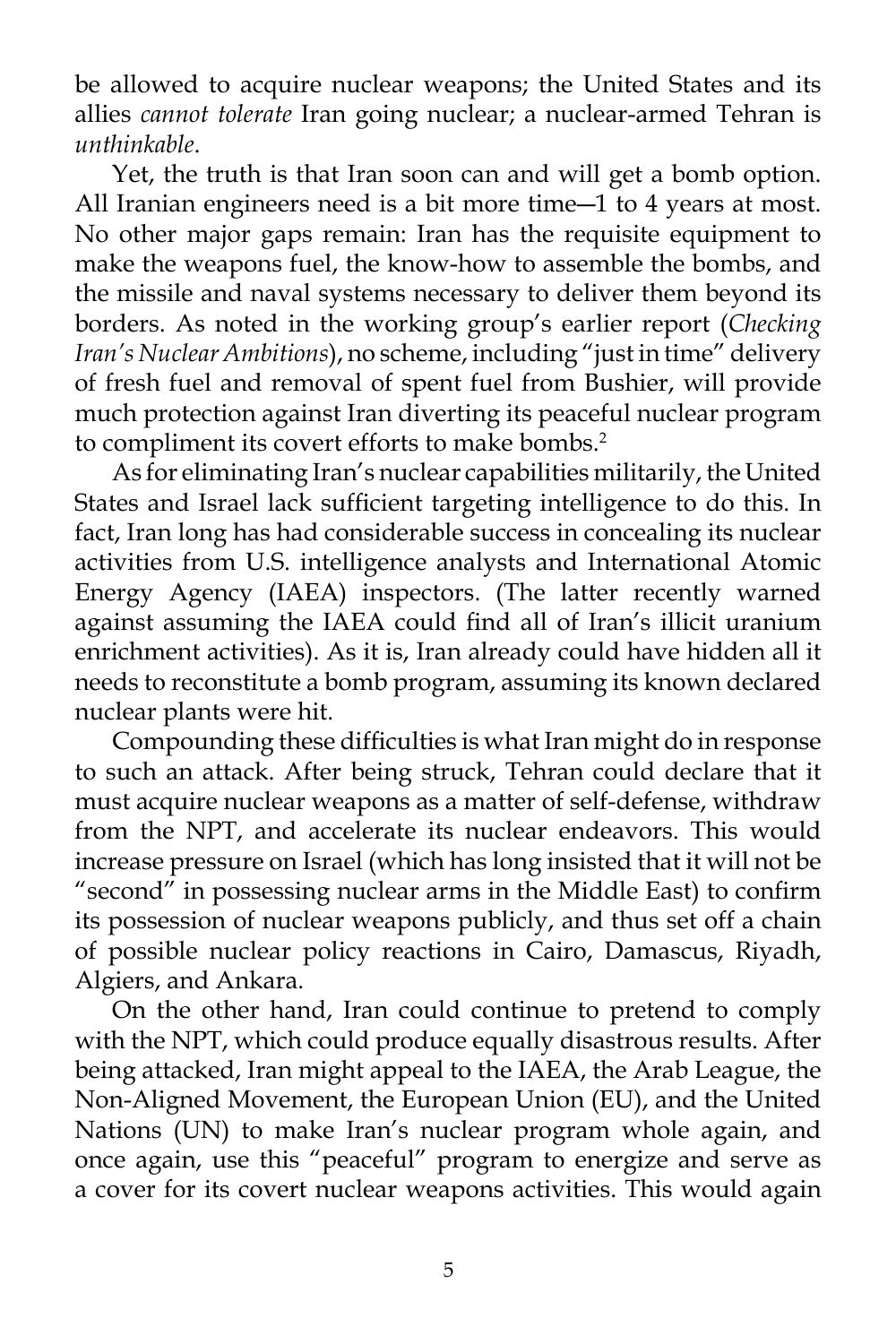be allowed to acquire nuclear weapons; the United States and its allies *cannot tolerate* Iran going nuclear; a nuclear-armed Tehran is *unthinkable*.

Yet, the truth is that Iran soon can and will get a bomb option. All Iranian engineers need is a bit more time—1 to 4 years at most. No other major gaps remain: Iran has the requisite equipment to make the weapons fuel, the know-how to assemble the bombs, and the missile and naval systems necessary to deliver them beyond its borders. As noted in the working group's earlier report (*Checking Iran's Nuclear Ambitions*), no scheme, including "just in time" delivery of fresh fuel and removal of spent fuel from Bushier, will provide much protection against Iran diverting its peaceful nuclear program to compliment its covert efforts to make bombs.[2]

As for eliminating Iran's nuclear capabilities militarily, the United States and Israel lack sufficient targeting intelligence to do this. In fact, Iran long has had considerable success in concealing its nuclear activities from U.S. intelligence analysts and International Atomic Energy Agency (IAEA) inspectors. (The latter recently warned against assuming the IAEA could find all of Iran's illicit uranium enrichment activities). As it is, Iran already could have hidden all it needs to reconstitute a bomb program, assuming its known declared nuclear plants were hit.

Compounding these difficulties is what Iran might do in response to such an attack. After being struck, Tehran could declare that it must acquire nuclear weapons as a matter of self-defense, withdraw from the NPT, and accelerate its nuclear endeavors. This would increase pressure on Israel (which has long insisted that it will not be "second" in possessing nuclear arms in the Middle East) to confirm its possession of nuclear weapons publicly, and thus set off a chain of possible nuclear policy reactions in Cairo, Damascus, Riyadh, Algiers, and Ankara.

On the other hand, Iran could continue to pretend to comply with the NPT, which could produce equally disastrous results. After being attacked, Iran might appeal to the IAEA, the Arab League, the Non-Aligned Movement, the European Union (EU), and the United Nations (UN) to make Iran's nuclear program whole again, and once again, use this "peaceful" program to energize and serve as a cover for its covert nuclear weapons activities. This would again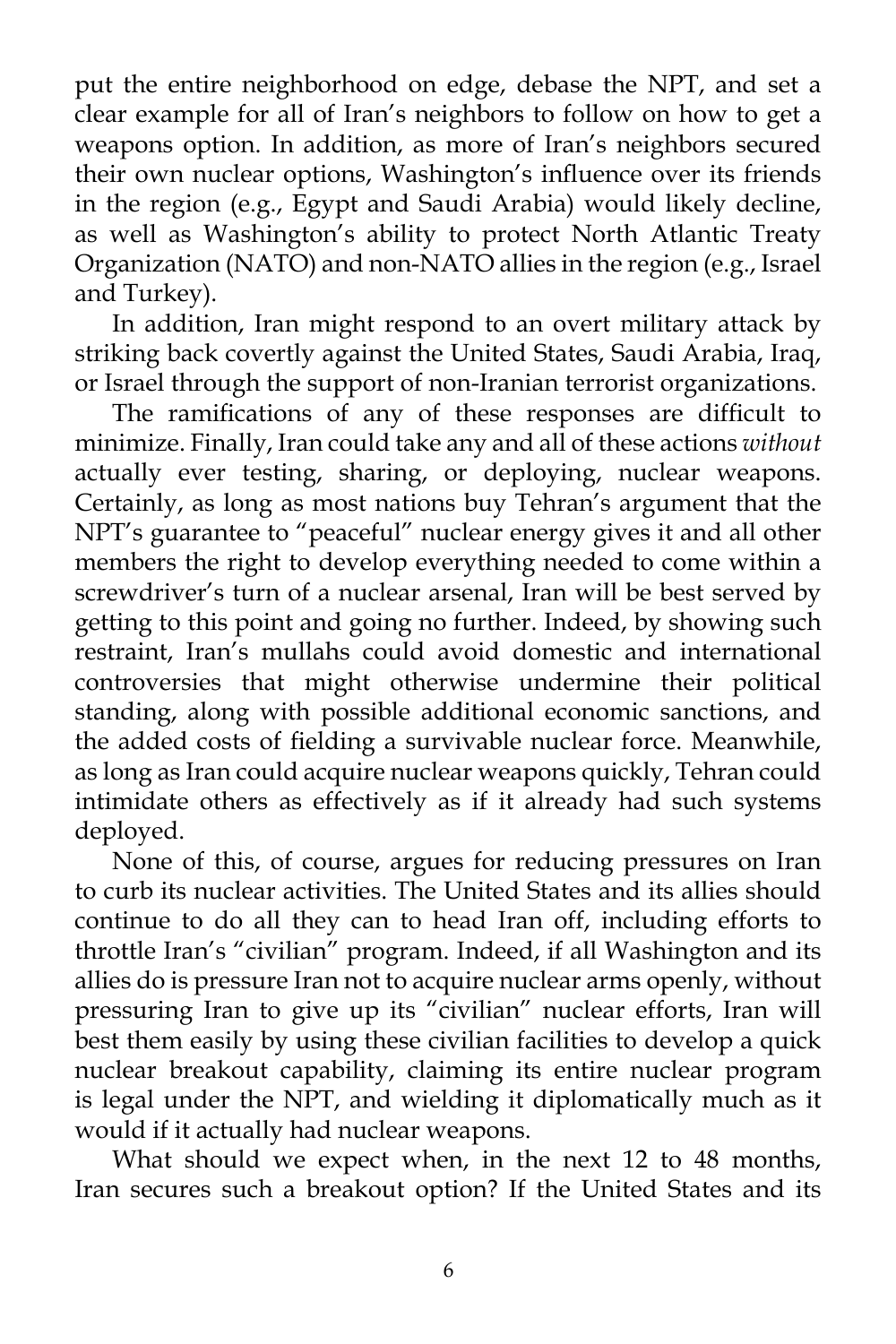put the entire neighborhood on edge, debase the NPT, and set a clear example for all of Iran's neighbors to follow on how to get a weapons option. In addition, as more of Iran's neighbors secured their own nuclear options, Washington's influence over its friends in the region (e.g., Egypt and Saudi Arabia) would likely decline, as well as Washington's ability to protect North Atlantic Treaty Organization (NATO) and non-NATO allies in the region (e.g., Israel and Turkey).

In addition, Iran might respond to an overt military attack by striking back covertly against the United States, Saudi Arabia, Iraq, or Israel through the support of non-Iranian terrorist organizations.

The ramifications of any of these responses are difficult to minimize. Finally, Iran could take any and all of these actions *without* actually ever testing, sharing, or deploying, nuclear weapons. Certainly, as long as most nations buy Tehran's argument that the NPT's guarantee to "peaceful" nuclear energy gives it and all other members the right to develop everything needed to come within a screwdriver's turn of a nuclear arsenal, Iran will be best served by getting to this point and going no further. Indeed, by showing such restraint, Iran's mullahs could avoid domestic and international controversies that might otherwise undermine their political standing, along with possible additional economic sanctions, and the added costs of fielding a survivable nuclear force. Meanwhile, as long as Iran could acquire nuclear weapons quickly, Tehran could intimidate others as effectively as if it already had such systems deployed.

None of this, of course, argues for reducing pressures on Iran to curb its nuclear activities. The United States and its allies should continue to do all they can to head Iran off, including efforts to throttle Iran's "civilian" program. Indeed, if all Washington and its allies do is pressure Iran not to acquire nuclear arms openly, without pressuring Iran to give up its "civilian" nuclear efforts, Iran will best them easily by using these civilian facilities to develop a quick nuclear breakout capability, claiming its entire nuclear program is legal under the NPT, and wielding it diplomatically much as it would if it actually had nuclear weapons.

What should we expect when, in the next 12 to 48 months, Iran secures such a breakout option? If the United States and its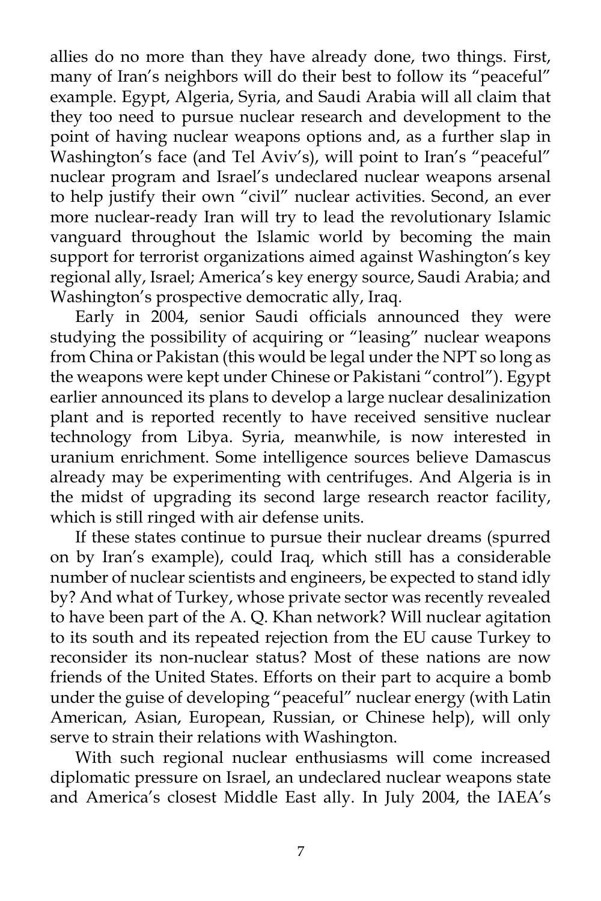allies do no more than they have already done, two things. First, many of Iran's neighbors will do their best to follow its "peaceful" example. Egypt, Algeria, Syria, and Saudi Arabia will all claim that they too need to pursue nuclear research and development to the point of having nuclear weapons options and, as a further slap in Washington's face (and Tel Aviv's), will point to Iran's "peaceful" nuclear program and Israel's undeclared nuclear weapons arsenal to help justify their own "civil" nuclear activities. Second, an ever more nuclear-ready Iran will try to lead the revolutionary Islamic vanguard throughout the Islamic world by becoming the main support for terrorist organizations aimed against Washington's key regional ally, Israel; America's key energy source, Saudi Arabia; and Washington's prospective democratic ally, Iraq.

Early in 2004, senior Saudi officials announced they were studying the possibility of acquiring or "leasing" nuclear weapons from China or Pakistan (this would be legal under the NPT so long as the weapons were kept under Chinese or Pakistani "control"). Egypt earlier announced its plans to develop a large nuclear desalinization plant and is reported recently to have received sensitive nuclear technology from Libya. Syria, meanwhile, is now interested in uranium enrichment. Some intelligence sources believe Damascus already may be experimenting with centrifuges. And Algeria is in the midst of upgrading its second large research reactor facility, which is still ringed with air defense units.

If these states continue to pursue their nuclear dreams (spurred on by Iran's example), could Iraq, which still has a considerable number of nuclear scientists and engineers, be expected to stand idly by? And what of Turkey, whose private sector was recently revealed to have been part of the A. Q. Khan network? Will nuclear agitation to its south and its repeated rejection from the EU cause Turkey to reconsider its non-nuclear status? Most of these nations are now friends of the United States. Efforts on their part to acquire a bomb under the guise of developing "peaceful" nuclear energy (with Latin American, Asian, European, Russian, or Chinese help), will only serve to strain their relations with Washington.

With such regional nuclear enthusiasms will come increased diplomatic pressure on Israel, an undeclared nuclear weapons state and America's closest Middle East ally. In July 2004, the IAEA's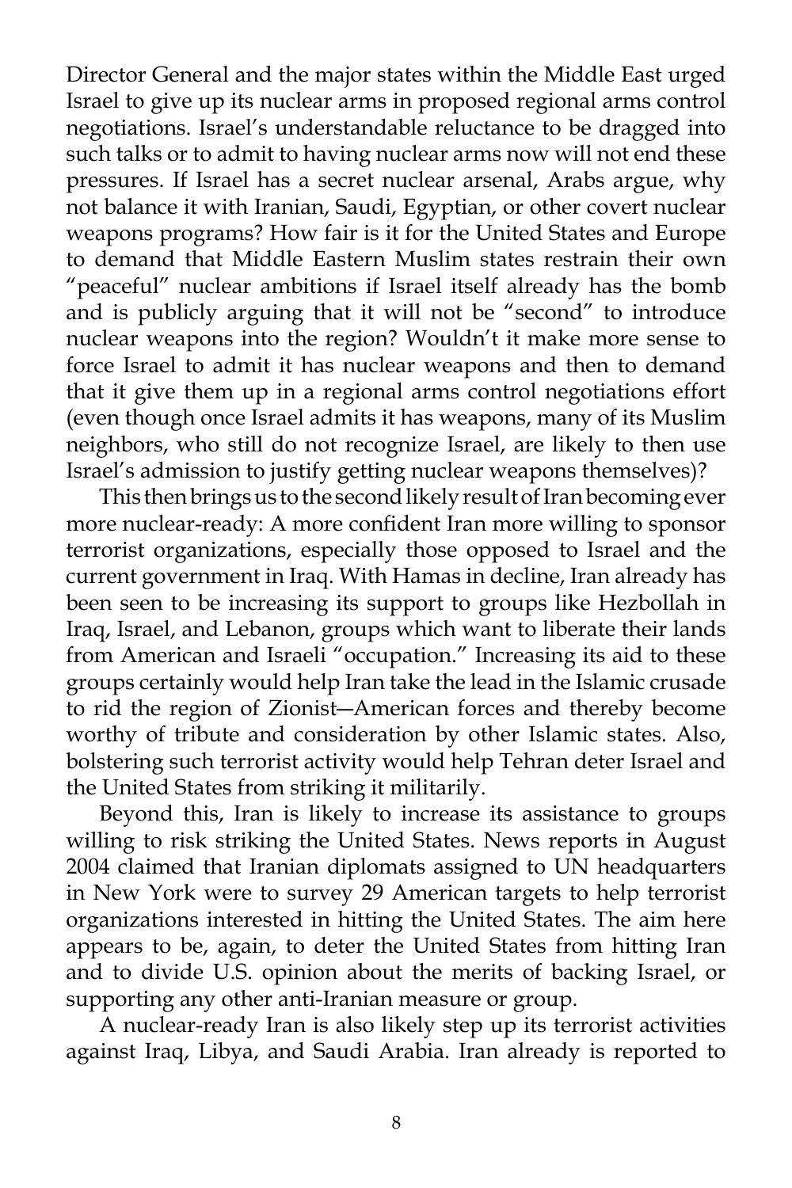Director General and the major states within the Middle East urged Israel to give up its nuclear arms in proposed regional arms control negotiations. Israel's understandable reluctance to be dragged into such talks or to admit to having nuclear arms now will not end these pressures. If Israel has a secret nuclear arsenal, Arabs argue, why not balance it with Iranian, Saudi, Egyptian, or other covert nuclear weapons programs? How fair is it for the United States and Europe to demand that Middle Eastern Muslim states restrain their own "peaceful" nuclear ambitions if Israel itself already has the bomb and is publicly arguing that it will not be "second" to introduce nuclear weapons into the region? Wouldn't it make more sense to force Israel to admit it has nuclear weapons and then to demand that it give them up in a regional arms control negotiations effort (even though once Israel admits it has weapons, many of its Muslim neighbors, who still do not recognize Israel, are likely to then use Israel's admission to justify getting nuclear weapons themselves)?

This then brings us to the second likely result of Iran becoming ever more nuclear-ready: A more confident Iran more willing to sponsor terrorist organizations, especially those opposed to Israel and the current government in Iraq. With Hamas in decline, Iran already has been seen to be increasing its support to groups like Hezbollah in Iraq, Israel, and Lebanon, groups which want to liberate their lands from American and Israeli "occupation." Increasing its aid to these groups certainly would help Iran take the lead in the Islamic crusade to rid the region of Zionist—American forces and thereby become worthy of tribute and consideration by other Islamic states. Also, bolstering such terrorist activity would help Tehran deter Israel and the United States from striking it militarily.

Beyond this, Iran is likely to increase its assistance to groups willing to risk striking the United States. News reports in August 2004 claimed that Iranian diplomats assigned to UN headquarters in New York were to survey 29 American targets to help terrorist organizations interested in hitting the United States. The aim here appears to be, again, to deter the United States from hitting Iran and to divide U.S. opinion about the merits of backing Israel, or supporting any other anti-Iranian measure or group.

A nuclear-ready Iran is also likely step up its terrorist activities against Iraq, Libya, and Saudi Arabia. Iran already is reported to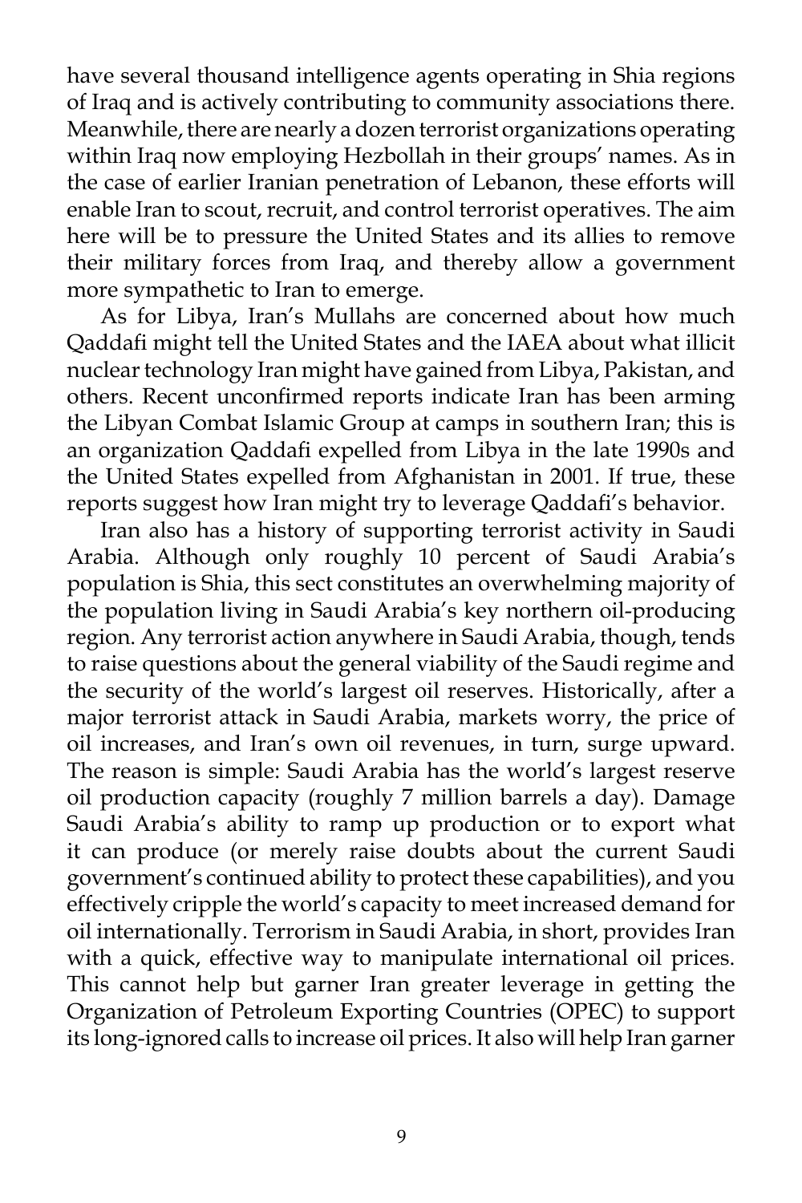have several thousand intelligence agents operating in Shia regions of Iraq and is actively contributing to community associations there. Meanwhile, there are nearly a dozen terrorist organizations operating within Iraq now employing Hezbollah in their groups' names. As in the case of earlier Iranian penetration of Lebanon, these efforts will enable Iran to scout, recruit, and control terrorist operatives. The aim here will be to pressure the United States and its allies to remove their military forces from Iraq, and thereby allow a government more sympathetic to Iran to emerge.

As for Libya, Iran's Mullahs are concerned about how much Qaddafi might tell the United States and the IAEA about what illicit nuclear technology Iran might have gained from Libya, Pakistan, and others. Recent unconfirmed reports indicate Iran has been arming the Libyan Combat Islamic Group at camps in southern Iran; this is an organization Qaddafi expelled from Libya in the late 1990s and the United States expelled from Afghanistan in 2001. If true, these reports suggest how Iran might try to leverage Qaddafi's behavior.

Iran also has a history of supporting terrorist activity in Saudi Arabia. Although only roughly 10 percent of Saudi Arabia's population is Shia, this sect constitutes an overwhelming majority of the population living in Saudi Arabia's key northern oil-producing region. Any terrorist action anywhere in Saudi Arabia, though, tends to raise questions about the general viability of the Saudi regime and the security of the world's largest oil reserves. Historically, after a major terrorist attack in Saudi Arabia, markets worry, the price of oil increases, and Iran's own oil revenues, in turn, surge upward. The reason is simple: Saudi Arabia has the world's largest reserve oil production capacity (roughly 7 million barrels a day). Damage Saudi Arabia's ability to ramp up production or to export what it can produce (or merely raise doubts about the current Saudi government's continued ability to protect these capabilities), and you effectively cripple the world's capacity to meet increased demand for oil internationally. Terrorism in Saudi Arabia, in short, provides Iran with a quick, effective way to manipulate international oil prices. This cannot help but garner Iran greater leverage in getting the Organization of Petroleum Exporting Countries (OPEC) to support its long-ignored calls to increase oil prices. It also will help Iran garner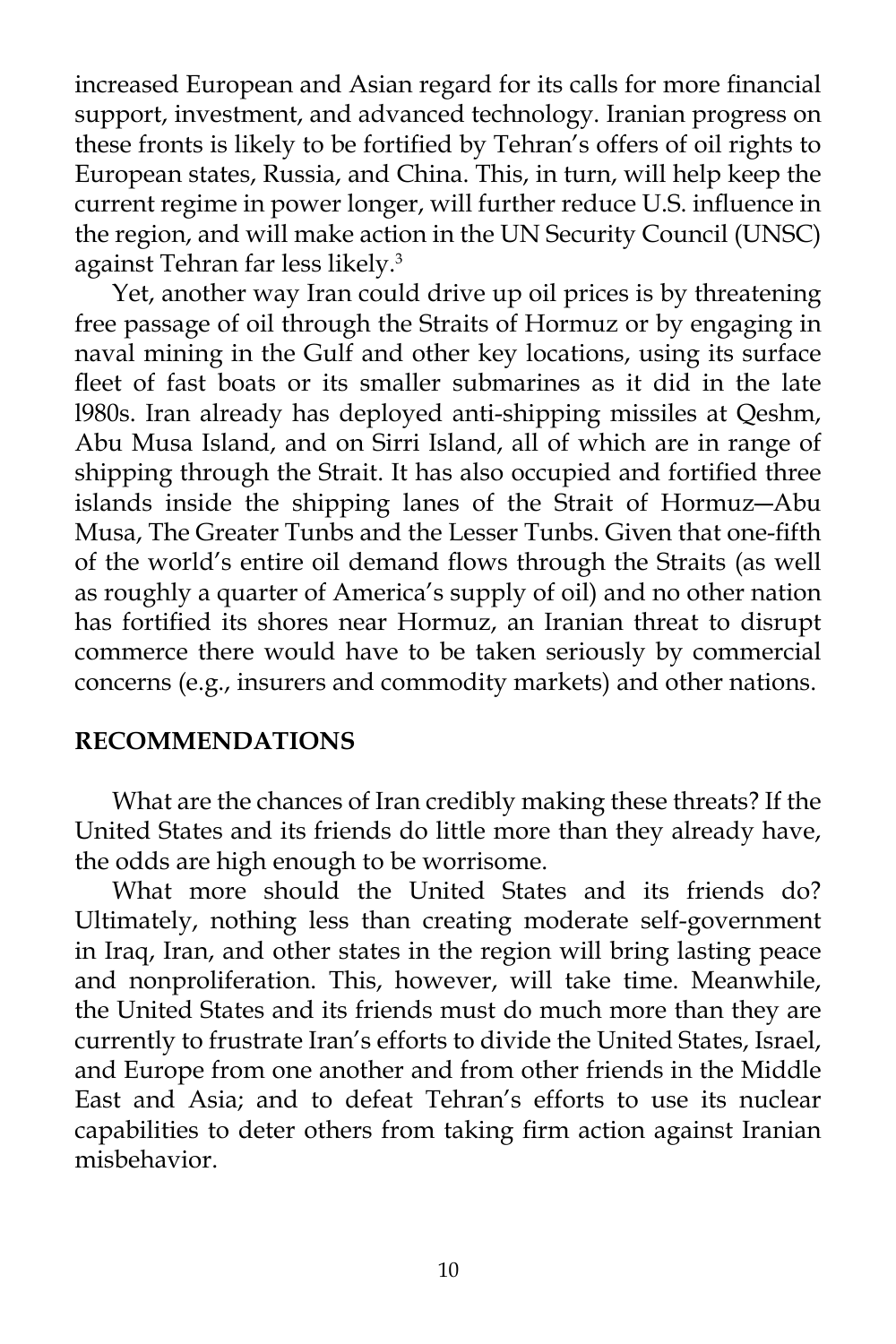increased European and Asian regard for its calls for more financial support, investment, and advanced technology. Iranian progress on these fronts is likely to be fortified by Tehran's offers of oil rights to European states, Russia, and China. This, in turn, will help keep the current regime in power longer, will further reduce U.S. influence in the region, and will make action in the UN Security Council (UNSC) against Tehran far less likely.[3]

Yet, another way Iran could drive up oil prices is by threatening free passage of oil through the Straits of Hormuz or by engaging in naval mining in the Gulf and other key locations, using its surface fleet of fast boats or its smaller submarines as it did in the late l980s. Iran already has deployed anti-shipping missiles at Qeshm, Abu Musa Island, and on Sirri Island, all of which are in range of shipping through the Strait. It has also occupied and fortified three islands inside the shipping lanes of the Strait of Hormuz—Abu Musa, The Greater Tunbs and the Lesser Tunbs. Given that one-fifth of the world's entire oil demand flows through the Straits (as well as roughly a quarter of America's supply of oil) and no other nation has fortified its shores near Hormuz, an Iranian threat to disrupt commerce there would have to be taken seriously by commercial concerns (e.g., insurers and commodity markets) and other nations.

## RECOMMENDATIONS

What are the chances of Iran credibly making these threats? If the United States and its friends do little more than they already have, the odds are high enough to be worrisome.

What more should the United States and its friends do? Ultimately, nothing less than creating moderate self-government in Iraq, Iran, and other states in the region will bring lasting peace and nonproliferation. This, however, will take time. Meanwhile, the United States and its friends must do much more than they are currently to frustrate Iran's efforts to divide the United States, Israel, and Europe from one another and from other friends in the Middle East and Asia; and to defeat Tehran's efforts to use its nuclear capabilities to deter others from taking firm action against Iranian misbehavior.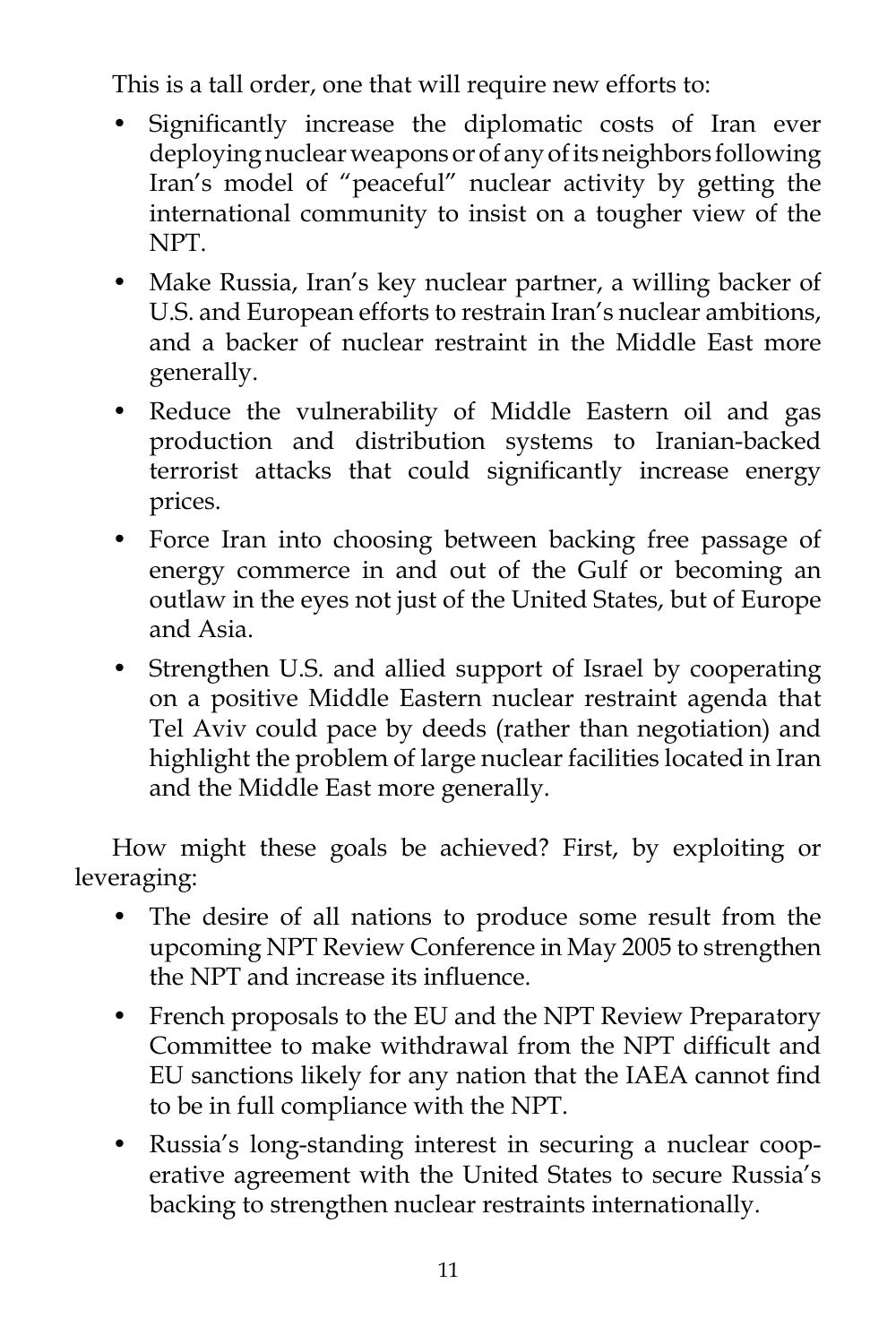This is a tall order, one that will require new efforts to:

- Significantly increase the diplomatic costs of Iran ever deploying nuclear weapons or of any of its neighbors following Iran's model of "peaceful" nuclear activity by getting the international community to insist on a tougher view of the NPT.
- Make Russia, Iran's key nuclear partner, a willing backer of U.S. and European efforts to restrain Iran's nuclear ambitions, and a backer of nuclear restraint in the Middle East more generally.
- Reduce the vulnerability of Middle Eastern oil and gas production and distribution systems to Iranian-backed terrorist attacks that could significantly increase energy prices.
- Force Iran into choosing between backing free passage of energy commerce in and out of the Gulf or becoming an outlaw in the eyes not just of the United States, but of Europe and Asia.
- Strengthen U.S. and allied support of Israel by cooperating on a positive Middle Eastern nuclear restraint agenda that Tel Aviv could pace by deeds (rather than negotiation) and highlight the problem of large nuclear facilities located in Iran and the Middle East more generally.

How might these goals be achieved? First, by exploiting or leveraging:

- The desire of all nations to produce some result from the upcoming NPT Review Conference in May 2005 to strengthen the NPT and increase its influence.
- French proposals to the EU and the NPT Review Preparatory Committee to make withdrawal from the NPT difficult and EU sanctions likely for any nation that the IAEA cannot find to be in full compliance with the NPT.
- Russia's long-standing interest in securing a nuclear cooperative agreement with the United States to secure Russia's backing to strengthen nuclear restraints internationally.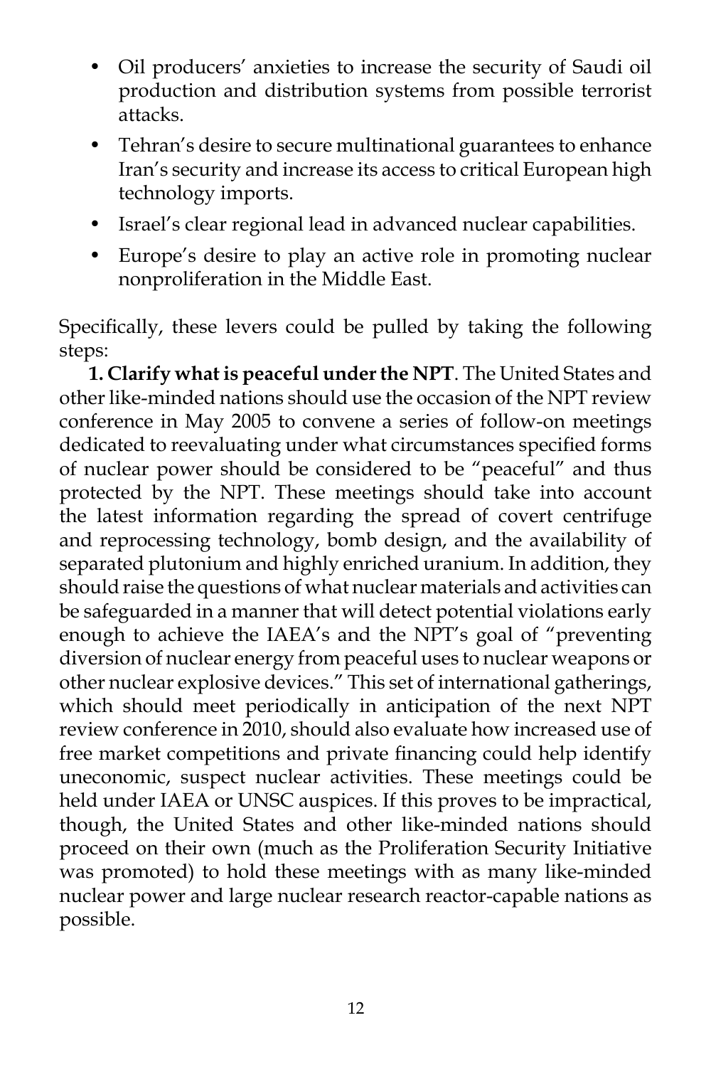- Oil producers' anxieties to increase the security of Saudi oil production and distribution systems from possible terrorist attacks.
- Tehran's desire to secure multinational guarantees to enhance Iran's security and increase its access to critical European high technology imports.
- Israel's clear regional lead in advanced nuclear capabilities.
- Europe's desire to play an active role in promoting nuclear nonproliferation in the Middle East.

Specifically, these levers could be pulled by taking the following steps:

**1. Clarify what is peaceful under the NPT**. The United States and other like-minded nations should use the occasion of the NPT review conference in May 2005 to convene a series of follow-on meetings dedicated to reevaluating under what circumstances specified forms of nuclear power should be considered to be "peaceful" and thus protected by the NPT. These meetings should take into account the latest information regarding the spread of covert centrifuge and reprocessing technology, bomb design, and the availability of separated plutonium and highly enriched uranium. In addition, they should raise the questions of what nuclear materials and activities can be safeguarded in a manner that will detect potential violations early enough to achieve the IAEA's and the NPT's goal of "preventing diversion of nuclear energy from peaceful uses to nuclear weapons or other nuclear explosive devices." This set of international gatherings, which should meet periodically in anticipation of the next NPT review conference in 2010, should also evaluate how increased use of free market competitions and private financing could help identify uneconomic, suspect nuclear activities. These meetings could be held under IAEA or UNSC auspices. If this proves to be impractical, though, the United States and other like-minded nations should proceed on their own (much as the Proliferation Security Initiative was promoted) to hold these meetings with as many like-minded nuclear power and large nuclear research reactor-capable nations as possible.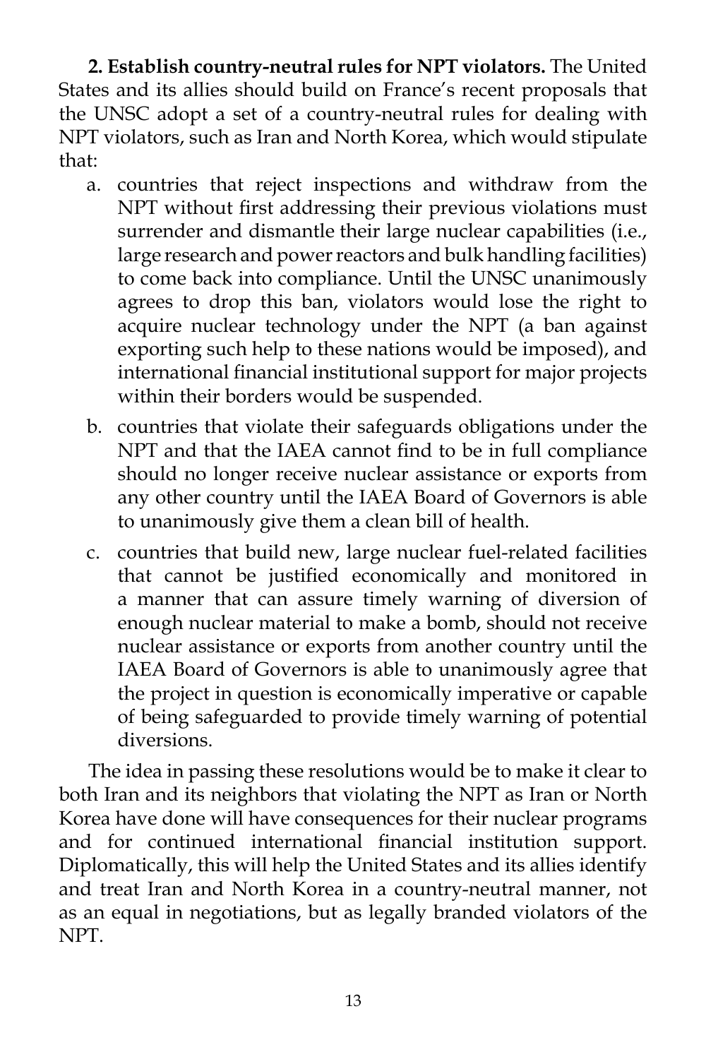**2. Establish country-neutral rules for NPT violators.** The United States and its allies should build on France's recent proposals that the UNSC adopt a set of a country-neutral rules for dealing with NPT violators, such as Iran and North Korea, which would stipulate that:

a. countries that reject inspections and withdraw from the NPT without first addressing their previous violations must surrender and dismantle their large nuclear capabilities (i.e., large research and power reactors and bulk handling facilities) to come back into compliance. Until the UNSC unanimously agrees to drop this ban, violators would lose the right to acquire nuclear technology under the NPT (a ban against exporting such help to these nations would be imposed), and international financial institutional support for major projects within their borders would be suspended.

b. countries that violate their safeguards obligations under the NPT and that the IAEA cannot find to be in full compliance should no longer receive nuclear assistance or exports from any other country until the IAEA Board of Governors is able to unanimously give them a clean bill of health.

c. countries that build new, large nuclear fuel-related facilities that cannot be justified economically and monitored in a manner that can assure timely warning of diversion of enough nuclear material to make a bomb, should not receive nuclear assistance or exports from another country until the IAEA Board of Governors is able to unanimously agree that the project in question is economically imperative or capable of being safeguarded to provide timely warning of potential diversions.

The idea in passing these resolutions would be to make it clear to both Iran and its neighbors that violating the NPT as Iran or North Korea have done will have consequences for their nuclear programs and for continued international financial institution support. Diplomatically, this will help the United States and its allies identify and treat Iran and North Korea in a country-neutral manner, not as an equal in negotiations, but as legally branded violators of the NPT.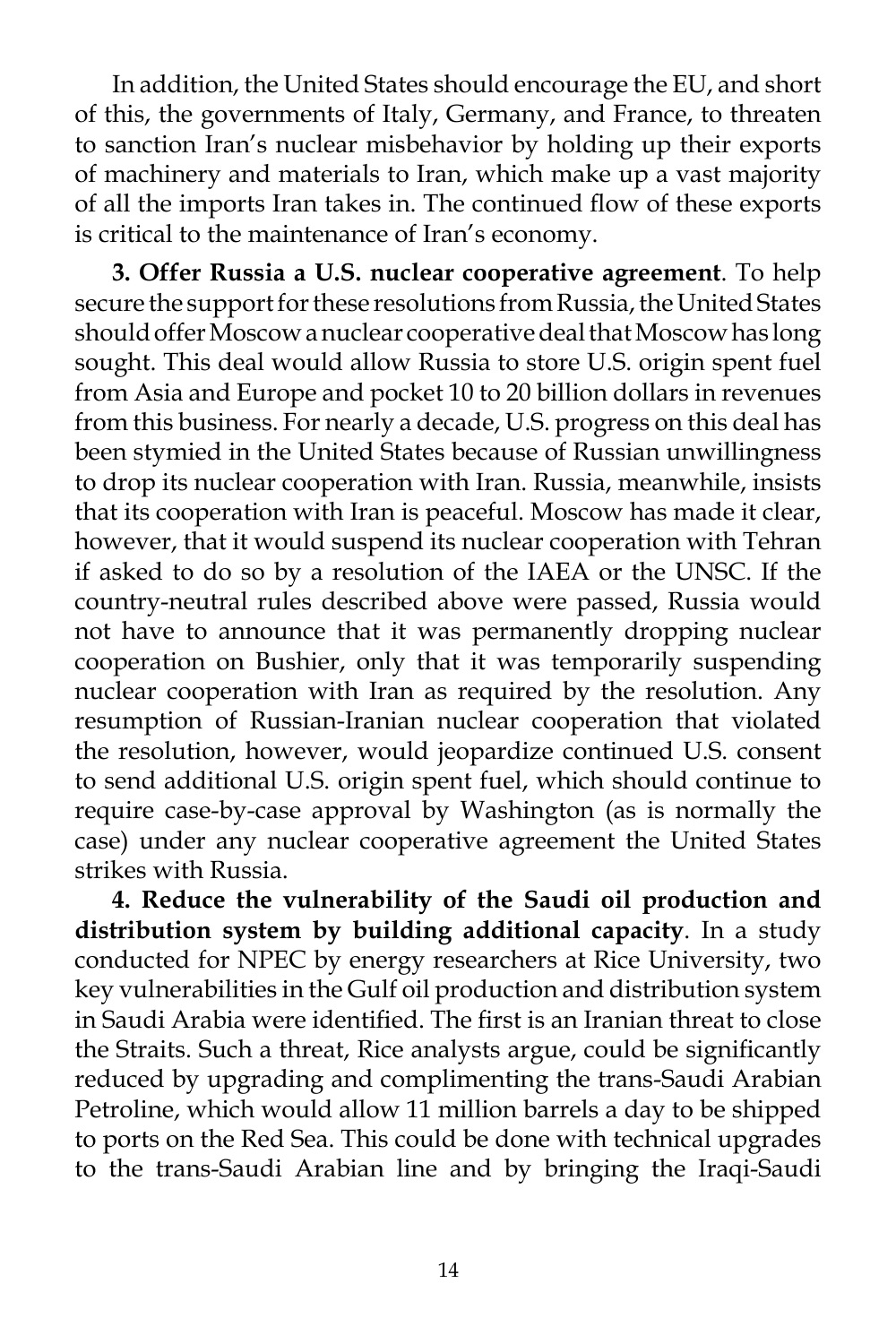In addition, the United States should encourage the EU, and short of this, the governments of Italy, Germany, and France, to threaten to sanction Iran's nuclear misbehavior by holding up their exports of machinery and materials to Iran, which make up a vast majority of all the imports Iran takes in. The continued flow of these exports is critical to the maintenance of Iran's economy.

**3. Offer Russia a U.S. nuclear cooperative agreement**. To help secure the support for these resolutions from Russia, the United States should offer Moscow a nuclear cooperative deal that Moscow has long sought. This deal would allow Russia to store U.S. origin spent fuel from Asia and Europe and pocket 10 to 20 billion dollars in revenues from this business. For nearly a decade, U.S. progress on this deal has been stymied in the United States because of Russian unwillingness to drop its nuclear cooperation with Iran. Russia, meanwhile, insists that its cooperation with Iran is peaceful. Moscow has made it clear, however, that it would suspend its nuclear cooperation with Tehran if asked to do so by a resolution of the IAEA or the UNSC. If the country-neutral rules described above were passed, Russia would not have to announce that it was permanently dropping nuclear cooperation on Bushier, only that it was temporarily suspending nuclear cooperation with Iran as required by the resolution. Any resumption of Russian-Iranian nuclear cooperation that violated the resolution, however, would jeopardize continued U.S. consent to send additional U.S. origin spent fuel, which should continue to require case-by-case approval by Washington (as is normally the case) under any nuclear cooperative agreement the United States strikes with Russia.

**4. Reduce the vulnerability of the Saudi oil production and distribution system by building additional capacity**. In a study conducted for NPEC by energy researchers at Rice University, two key vulnerabilities in the Gulf oil production and distribution system in Saudi Arabia were identified. The first is an Iranian threat to close the Straits. Such a threat, Rice analysts argue, could be significantly reduced by upgrading and complimenting the trans-Saudi Arabian Petroline, which would allow 11 million barrels a day to be shipped to ports on the Red Sea. This could be done with technical upgrades to the trans-Saudi Arabian line and by bringing the Iraqi-Saudi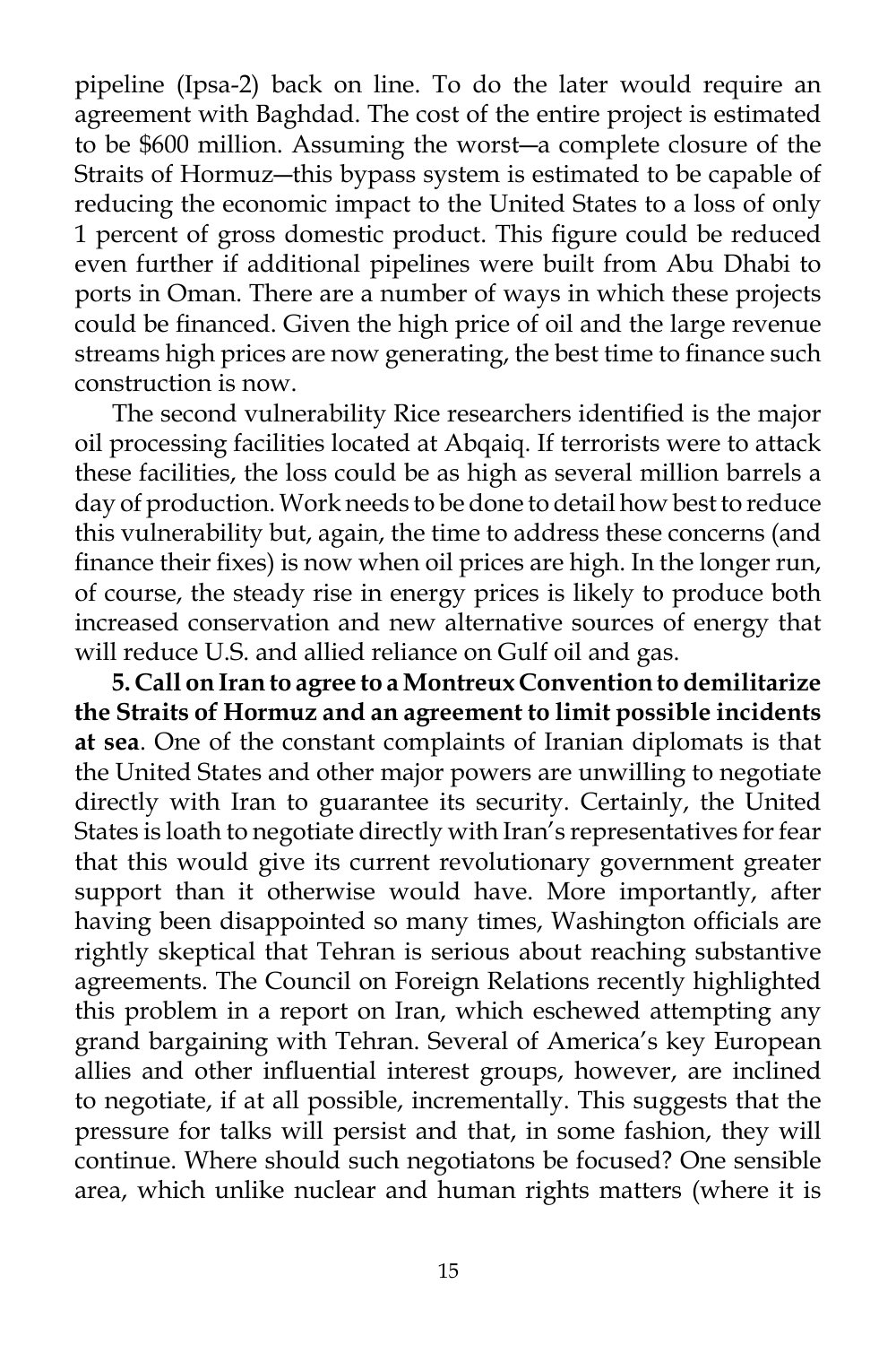pipeline (Ipsa-2) back on line. To do the later would require an agreement with Baghdad. The cost of the entire project is estimated to be $600 million. Assuming the worst—a complete closure of the Straits of Hormuz—this bypass system is estimated to be capable of reducing the economic impact to the United States to a loss of only 1 percent of gross domestic product. This figure could be reduced even further if additional pipelines were built from Abu Dhabi to ports in Oman. There are a number of ways in which these projects could be financed. Given the high price of oil and the large revenue streams high prices are now generating, the best time to finance such construction is now.

The second vulnerability Rice researchers identified is the major oil processing facilities located at Abqaiq. If terrorists were to attack these facilities, the loss could be as high as several million barrels a day of production. Work needs to be done to detail how best to reduce this vulnerability but, again, the time to address these concerns (and finance their fixes) is now when oil prices are high. In the longer run, of course, the steady rise in energy prices is likely to produce both increased conservation and new alternative sources of energy that will reduce U.S. and allied reliance on Gulf oil and gas.

**5. Call on Iran to agree to a Montreux Convention to demilitarize the Straits of Hormuz and an agreement to limit possible incidents at sea**. One of the constant complaints of Iranian diplomats is that the United States and other major powers are unwilling to negotiate directly with Iran to guarantee its security. Certainly, the United States is loath to negotiate directly with Iran's representatives for fear that this would give its current revolutionary government greater support than it otherwise would have. More importantly, after having been disappointed so many times, Washington officials are rightly skeptical that Tehran is serious about reaching substantive agreements. The Council on Foreign Relations recently highlighted this problem in a report on Iran, which eschewed attempting any grand bargaining with Tehran. Several of America's key European allies and other influential interest groups, however, are inclined to negotiate, if at all possible, incrementally. This suggests that the pressure for talks will persist and that, in some fashion, they will continue. Where should such negotiatons be focused? One sensible area, which unlike nuclear and human rights matters (where it is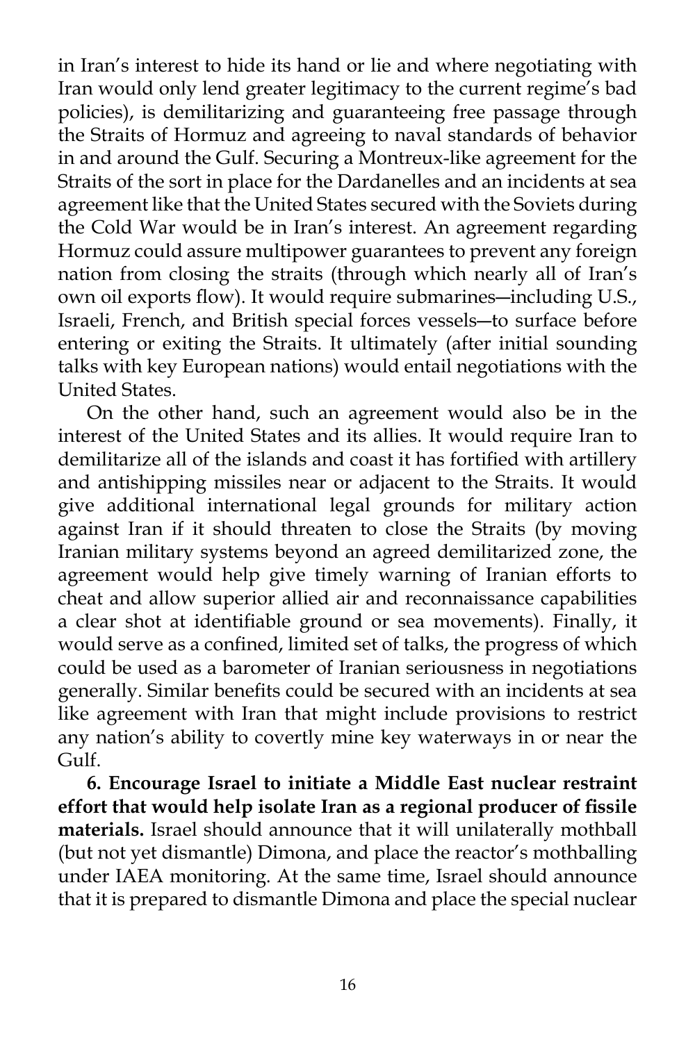in Iran's interest to hide its hand or lie and where negotiating with Iran would only lend greater legitimacy to the current regime's bad policies), is demilitarizing and guaranteeing free passage through the Straits of Hormuz and agreeing to naval standards of behavior in and around the Gulf. Securing a Montreux-like agreement for the Straits of the sort in place for the Dardanelles and an incidents at sea agreement like that the United States secured with the Soviets during the Cold War would be in Iran's interest. An agreement regarding Hormuz could assure multipower guarantees to prevent any foreign nation from closing the straits (through which nearly all of Iran's own oil exports flow). It would require submarines—including U.S., Israeli, French, and British special forces vessels—to surface before entering or exiting the Straits. It ultimately (after initial sounding talks with key European nations) would entail negotiations with the United States.

On the other hand, such an agreement would also be in the interest of the United States and its allies. It would require Iran to demilitarize all of the islands and coast it has fortified with artillery and antishipping missiles near or adjacent to the Straits. It would give additional international legal grounds for military action against Iran if it should threaten to close the Straits (by moving Iranian military systems beyond an agreed demilitarized zone, the agreement would help give timely warning of Iranian efforts to cheat and allow superior allied air and reconnaissance capabilities a clear shot at identifiable ground or sea movements). Finally, it would serve as a confined, limited set of talks, the progress of which could be used as a barometer of Iranian seriousness in negotiations generally. Similar benefits could be secured with an incidents at sea like agreement with Iran that might include provisions to restrict any nation's ability to covertly mine key waterways in or near the Gulf.

**6. Encourage Israel to initiate a Middle East nuclear restraint effort that would help isolate Iran as a regional producer of fissile materials.** Israel should announce that it will unilaterally mothball (but not yet dismantle) Dimona, and place the reactor's mothballing under IAEA monitoring. At the same time, Israel should announce that it is prepared to dismantle Dimona and place the special nuclear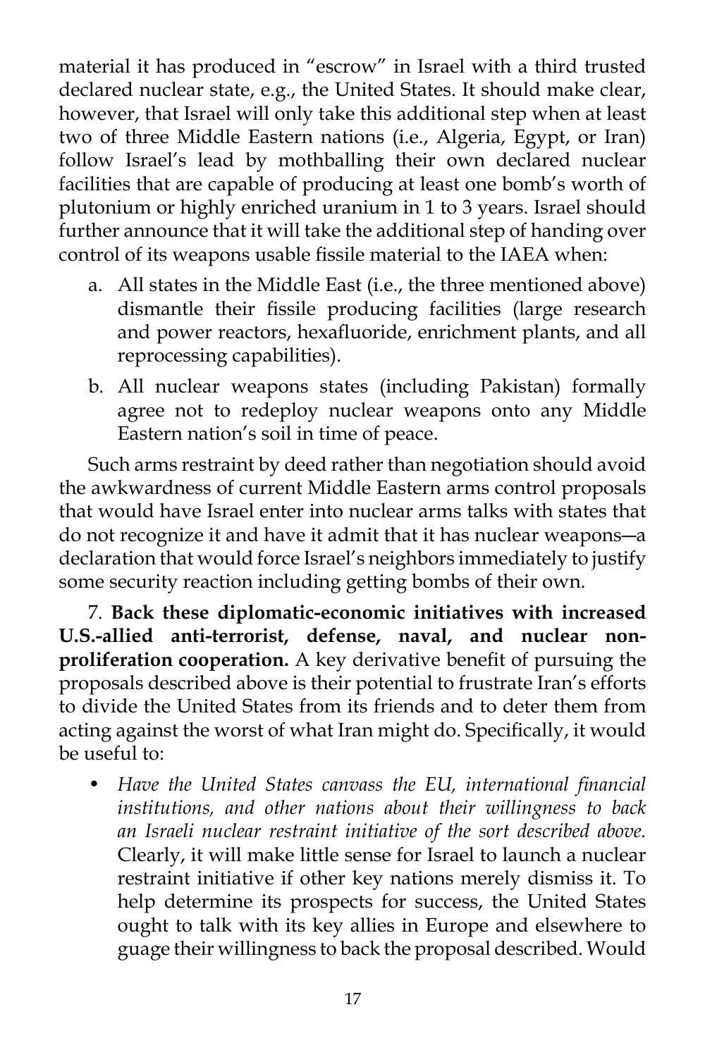material it has produced in "escrow" in Israel with a third trusted declared nuclear state, e.g., the United States. It should make clear, however, that Israel will only take this additional step when at least two of three Middle Eastern nations (i.e., Algeria, Egypt, or Iran) follow Israel's lead by mothballing their own declared nuclear facilities that are capable of producing at least one bomb's worth of plutonium or highly enriched uranium in 1 to 3 years. Israel should further announce that it will take the additional step of handing over control of its weapons usable fissile material to the IAEA when:

a. All states in the Middle East (i.e., the three mentioned above) dismantle their fissile producing facilities (large research and power reactors, hexafluoride, enrichment plants, and all reprocessing capabilities).

b. All nuclear weapons states (including Pakistan) formally agree not to redeploy nuclear weapons onto any Middle Eastern nation's soil in time of peace.

Such arms restraint by deed rather than negotiation should avoid the awkwardness of current Middle Eastern arms control proposals that would have Israel enter into nuclear arms talks with states that do not recognize it and have it admit that it has nuclear weapons—a declaration that would force Israel's neighbors immediately to justify some security reaction including getting bombs of their own.

7. **Back these diplomatic-economic initiatives with increased U.S.-allied anti-terrorist, defense, naval, and nuclear nonproliferation cooperation.** A key derivative benefit of pursuing the proposals described above is their potential to frustrate Iran's efforts to divide the United States from its friends and to deter them from acting against the worst of what Iran might do. Specifically, it would be useful to:

- *Have the United States canvass the EU, international financial institutions, and other nations about their willingness to back an Israeli nuclear restraint initiative of the sort described above.* Clearly, it will make little sense for Israel to launch a nuclear restraint initiative if other key nations merely dismiss it. To help determine its prospects for success, the United States ought to talk with its key allies in Europe and elsewhere to guage their willingness to back the proposal described. Would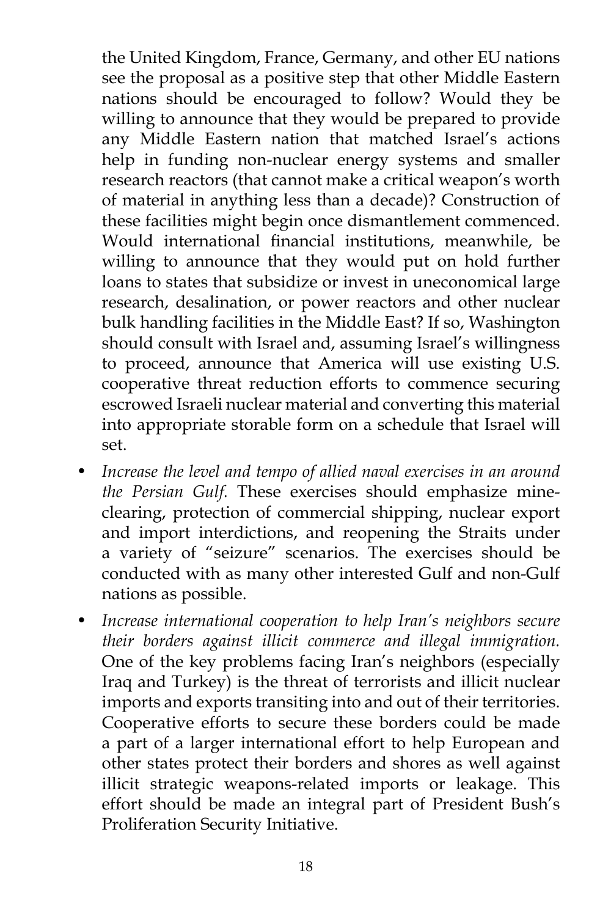the United Kingdom, France, Germany, and other EU nations see the proposal as a positive step that other Middle Eastern nations should be encouraged to follow? Would they be willing to announce that they would be prepared to provide any Middle Eastern nation that matched Israel's actions help in funding non-nuclear energy systems and smaller research reactors (that cannot make a critical weapon's worth of material in anything less than a decade)? Construction of these facilities might begin once dismantlement commenced. Would international financial institutions, meanwhile, be willing to announce that they would put on hold further loans to states that subsidize or invest in uneconomical large research, desalination, or power reactors and other nuclear bulk handling facilities in the Middle East? If so, Washington should consult with Israel and, assuming Israel's willingness to proceed, announce that America will use existing U.S. cooperative threat reduction efforts to commence securing escrowed Israeli nuclear material and converting this material into appropriate storable form on a schedule that Israel will set.

- *Increase the level and tempo of allied naval exercises in an around the Persian Gulf.* These exercises should emphasize mine-clearing, protection of commercial shipping, nuclear export and import interdictions, and reopening the Straits under a variety of "seizure" scenarios. The exercises should be conducted with as many other interested Gulf and non-Gulf nations as possible.
- *Increase international cooperation to help Iran's neighbors secure their borders against illicit commerce and illegal immigration.* One of the key problems facing Iran's neighbors (especially Iraq and Turkey) is the threat of terrorists and illicit nuclear imports and exports transiting into and out of their territories. Cooperative efforts to secure these borders could be made a part of a larger international effort to help European and other states protect their borders and shores as well against illicit strategic weapons-related imports or leakage. This effort should be made an integral part of President Bush's Proliferation Security Initiative.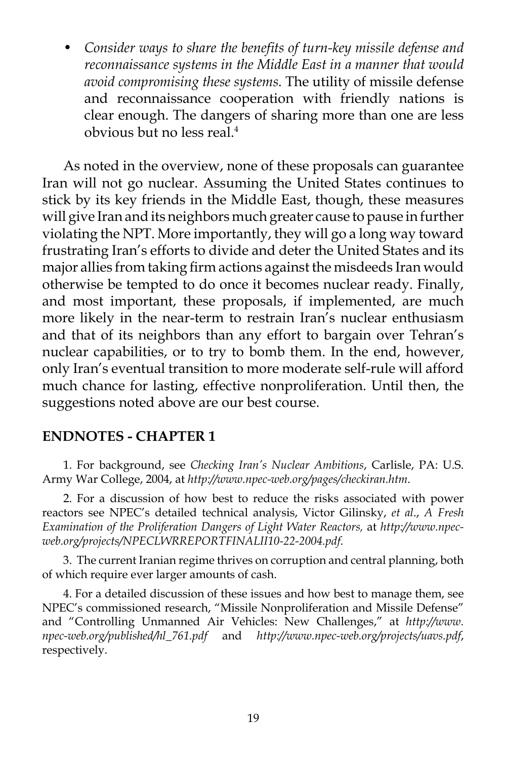- *Consider ways to share the benefits of turn-key missile defense and reconnaissance systems in the Middle East in a manner that would avoid compromising these systems.* The utility of missile defense and reconnaissance cooperation with friendly nations is clear enough. The dangers of sharing more than one are less obvious but no less real.[4]

As noted in the overview, none of these proposals can guarantee Iran will not go nuclear. Assuming the United States continues to stick by its key friends in the Middle East, though, these measures will give Iran and its neighbors much greater cause to pause in further violating the NPT. More importantly, they will go a long way toward frustrating Iran's efforts to divide and deter the United States and its major allies from taking firm actions against the misdeeds Iran would otherwise be tempted to do once it becomes nuclear ready. Finally, and most important, these proposals, if implemented, are much more likely in the near-term to restrain Iran's nuclear enthusiasm and that of its neighbors than any effort to bargain over Tehran's nuclear capabilities, or to try to bomb them. In the end, however, only Iran's eventual transition to more moderate self-rule will afford much chance for lasting, effective nonproliferation. Until then, the suggestions noted above are our best course.

## ENDNOTES - CHAPTER 1

1. For background, see *Checking Iran's Nuclear Ambitions*, Carlisle, PA: U.S. Army War College, 2004, at *http://www.npec-web.org/pages/checkiran.htm*.

2. For a discussion of how best to reduce the risks associated with power reactors see NPEC's detailed technical analysis, Victor Gilinsky, *et al*., *A Fresh Examination of the Proliferation Dangers of Light Water Reactors,* at *http://www.npec-web.org/projects/NPECLWRREPORTFINALII10-22-2004.pdf*.

3. The current Iranian regime thrives on corruption and central planning, both of which require ever larger amounts of cash.

4. For a detailed discussion of these issues and how best to manage them, see NPEC's commissioned research, "Missile Nonproliferation and Missile Defense" and "Controlling Unmanned Air Vehicles: New Challenges," at *http://www.npec-web.org/published/hl_761.pdf* and *http://www.npec-web.org/projects/uavs.pdf*, respectively.